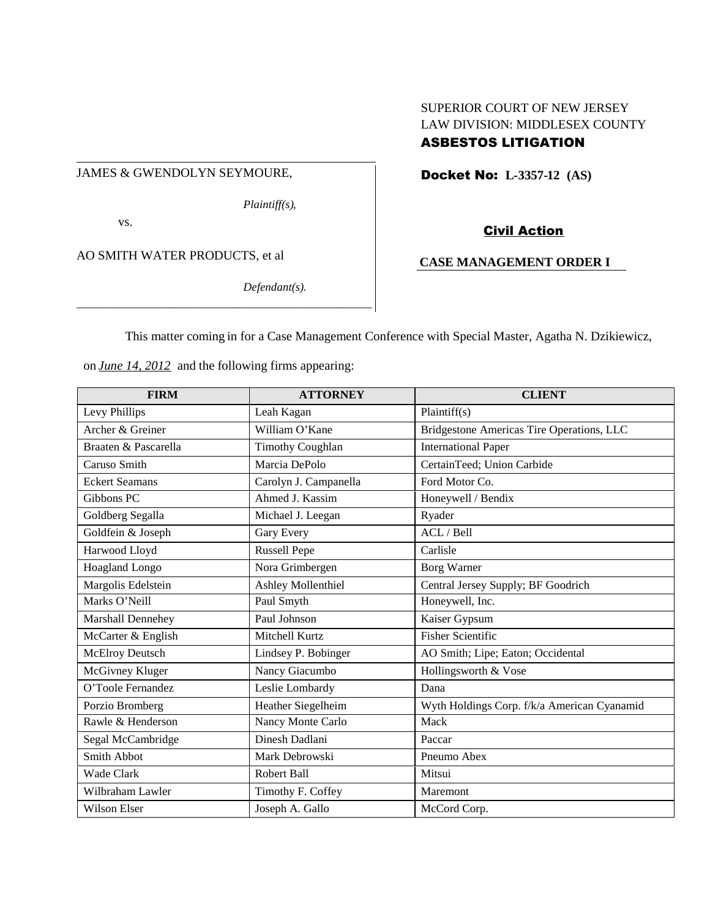SUPERIOR COURT OF NEW JERSEY
LAW DIVISION: MIDDLESEX COUNTY
**ASBESTOS LITIGATION**

JAMES & GWENDOLYN SEYMOURE,

*Plaintiff(s),*

vs.

AO SMITH WATER PRODUCTS, et al

*Defendant(s).*

**Docket No: L-3357-12 (AS)**

**Civil Action**

**CASE MANAGEMENT ORDER I**

This matter coming in for a Case Management Conference with Special Master, Agatha N. Dzikiewicz, on *June 14, 2012* and the following firms appearing:

| FIRM | ATTORNEY | CLIENT |
|---|---|---|
| Levy Phillips | Leah Kagan | Plaintiff(s) |
| Archer & Greiner | William O'Kane | Bridgestone Americas Tire Operations, LLC |
| Braaten & Pascarella | Timothy Coughlan | International Paper |
| Caruso Smith | Marcia DePolo | CertainTeed; Union Carbide |
| Eckert Seamans | Carolyn J. Campanella | Ford Motor Co. |
| Gibbons PC | Ahmed J. Kassim | Honeywell / Bendix |
| Goldberg Segalla | Michael J. Leegan | Ryader |
| Goldfein & Joseph | Gary Every | ACL / Bell |
| Harwood Lloyd | Russell Pepe | Carlisle |
| Hoagland Longo | Nora Grimbergen | Borg Warner |
| Margolis Edelstein | Ashley Mollenthiel | Central Jersey Supply; BF Goodrich |
| Marks O'Neill | Paul Smyth | Honeywell, Inc. |
| Marshall Dennehey | Paul Johnson | Kaiser Gypsum |
| McCarter & English | Mitchell Kurtz | Fisher Scientific |
| McElroy Deutsch | Lindsey P. Bobinger | AO Smith; Lipe; Eaton; Occidental |
| McGivney Kluger | Nancy Giacumbo | Hollingsworth & Vose |
| O'Toole Fernandez | Leslie Lombardy | Dana |
| Porzio Bromberg | Heather Siegelheim | Wyth Holdings Corp. f/k/a American Cyanamid |
| Rawle & Henderson | Nancy Monte Carlo | Mack |
| Segal McCambridge | Dinesh Dadlani | Paccar |
| Smith Abbot | Mark Debrowski | Pneumo Abex |
| Wade Clark | Robert Ball | Mitsui |
| Wilbraham Lawler | Timothy F. Coffey | Maremont |
| Wilson Elser | Joseph A. Gallo | McCord Corp. |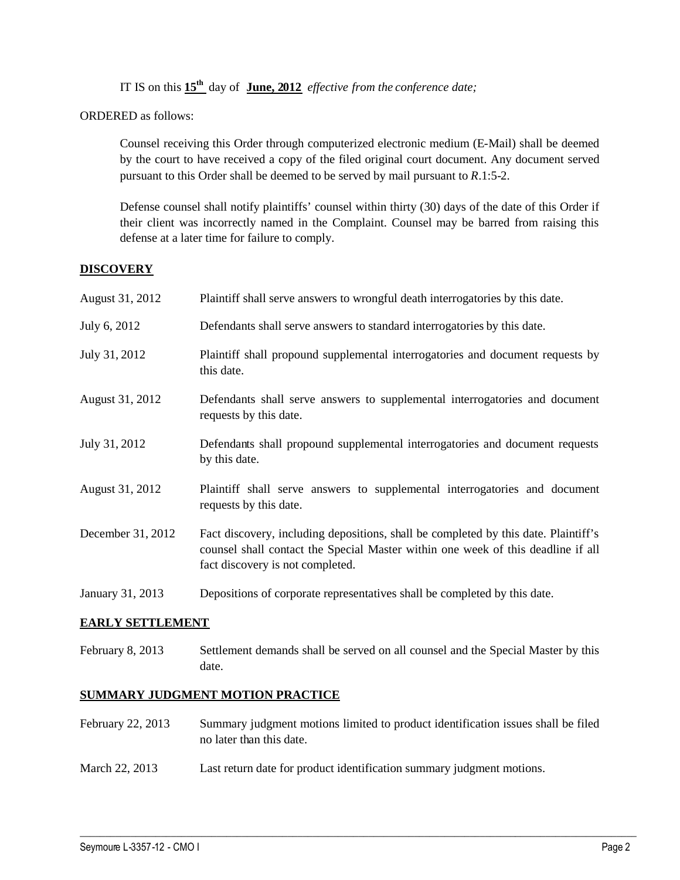IT IS on this **15th** day of **June, 2012** *effective from the conference date;*

ORDERED as follows:

Counsel receiving this Order through computerized electronic medium (E-Mail) shall be deemed by the court to have received a copy of the filed original court document. Any document served pursuant to this Order shall be deemed to be served by mail pursuant to *R*.1:5-2.

Defense counsel shall notify plaintiffs' counsel within thirty (30) days of the date of this Order if their client was incorrectly named in the Complaint. Counsel may be barred from raising this defense at a later time for failure to comply.

**DISCOVERY**

| | |
|---|---|
| August 31, 2012 | Plaintiff shall serve answers to wrongful death interrogatories by this date. |
| July 6, 2012 | Defendants shall serve answers to standard interrogatories by this date. |
| July 31, 2012 | Plaintiff shall propound supplemental interrogatories and document requests by this date. |
| August 31, 2012 | Defendants shall serve answers to supplemental interrogatories and document requests by this date. |
| July 31, 2012 | Defendants shall propound supplemental interrogatories and document requests by this date. |
| August 31, 2012 | Plaintiff shall serve answers to supplemental interrogatories and document requests by this date. |
| December 31, 2012 | Fact discovery, including depositions, shall be completed by this date. Plaintiff's counsel shall contact the Special Master within one week of this deadline if all fact discovery is not completed. |
| January 31, 2013 | Depositions of corporate representatives shall be completed by this date. |

**EARLY SETTLEMENT**

| | |
|---|---|
| February 8, 2013 | Settlement demands shall be served on all counsel and the Special Master by this date. |

**SUMMARY JUDGMENT MOTION PRACTICE**

| | |
|---|---|
| February 22, 2013 | Summary judgment motions limited to product identification issues shall be filed no later than this date. |
| March 22, 2013 | Last return date for product identification summary judgment motions. |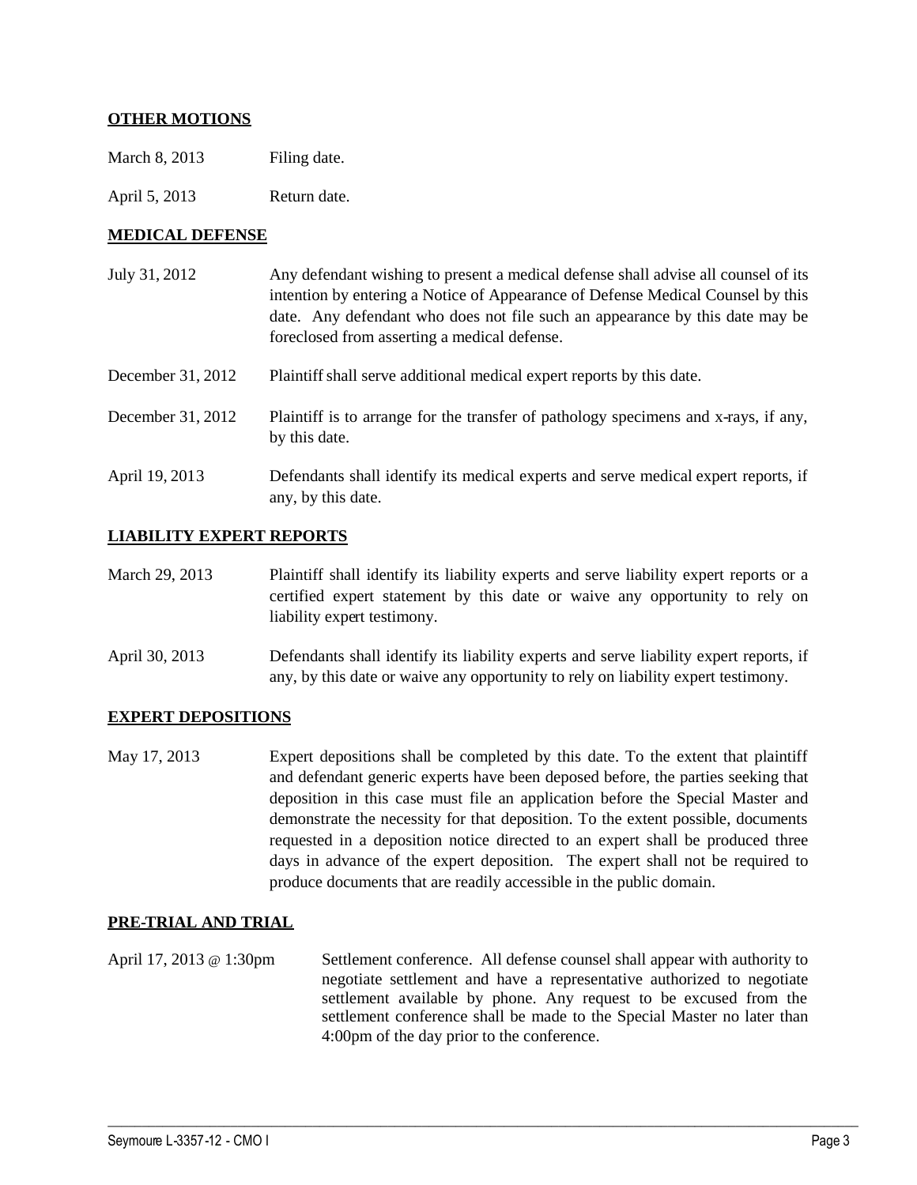## OTHER MOTIONS

| | |
|---|---|
| March 8, 2013 | Filing date. |
| April 5, 2013 | Return date. |

## MEDICAL DEFENSE

| | |
|---|---|
| July 31, 2012 | Any defendant wishing to present a medical defense shall advise all counsel of its intention by entering a Notice of Appearance of Defense Medical Counsel by this date. Any defendant who does not file such an appearance by this date may be foreclosed from asserting a medical defense. |
| December 31, 2012 | Plaintiff shall serve additional medical expert reports by this date. |
| December 31, 2012 | Plaintiff is to arrange for the transfer of pathology specimens and x-rays, if any, by this date. |
| April 19, 2013 | Defendants shall identify its medical experts and serve medical expert reports, if any, by this date. |

## LIABILITY EXPERT REPORTS

| | |
|---|---|
| March 29, 2013 | Plaintiff shall identify its liability experts and serve liability expert reports or a certified expert statement by this date or waive any opportunity to rely on liability expert testimony. |
| April 30, 2013 | Defendants shall identify its liability experts and serve liability expert reports, if any, by this date or waive any opportunity to rely on liability expert testimony. |

## EXPERT DEPOSITIONS

| | |
|---|---|
| May 17, 2013 | Expert depositions shall be completed by this date. To the extent that plaintiff and defendant generic experts have been deposed before, the parties seeking that deposition in this case must file an application before the Special Master and demonstrate the necessity for that deposition. To the extent possible, documents requested in a deposition notice directed to an expert shall be produced three days in advance of the expert deposition. The expert shall not be required to produce documents that are readily accessible in the public domain. |

## PRE-TRIAL AND TRIAL

| | |
|---|---|
| April 17, 2013 @ 1:30pm | Settlement conference. All defense counsel shall appear with authority to negotiate settlement and have a representative authorized to negotiate settlement available by phone. Any request to be excused from the settlement conference shall be made to the Special Master no later than 4:00pm of the day prior to the conference. |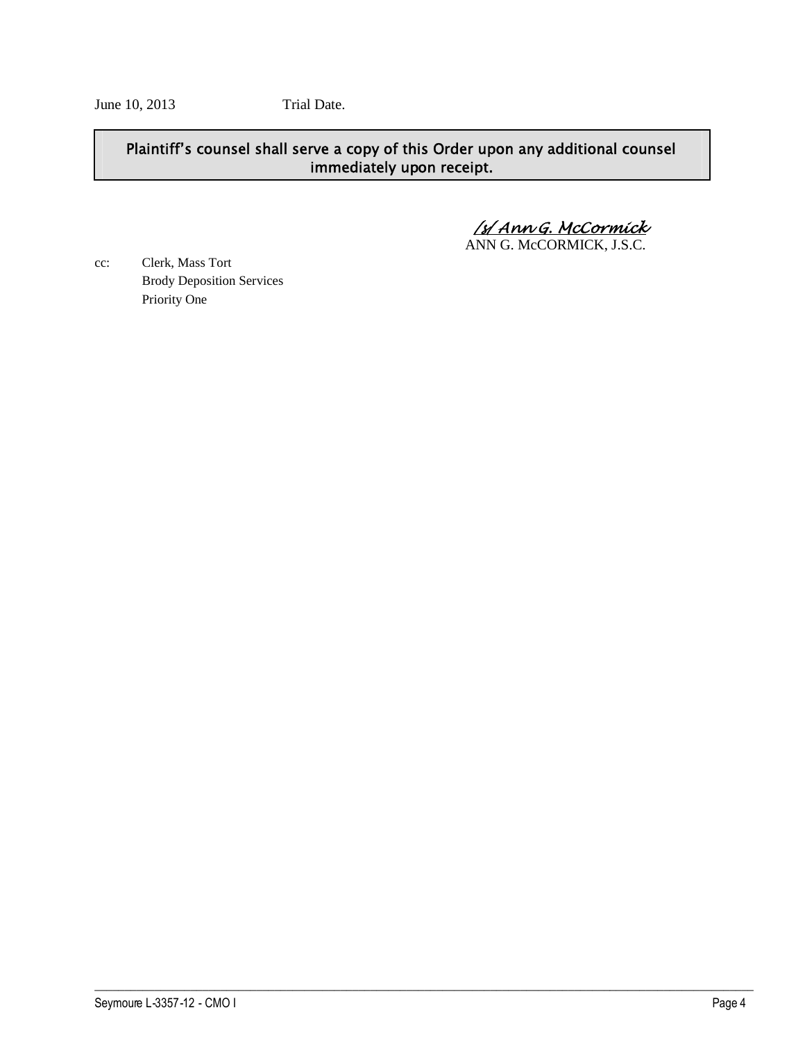June 10, 2013 Trial Date.

**Plaintiff's counsel shall serve a copy of this Order upon any additional counsel immediately upon receipt.**

*/s/ Ann G. McCormick*
ANN G. McCORMICK, J.S.C.

cc: Clerk, Mass Tort
Brody Deposition Services
Priority One